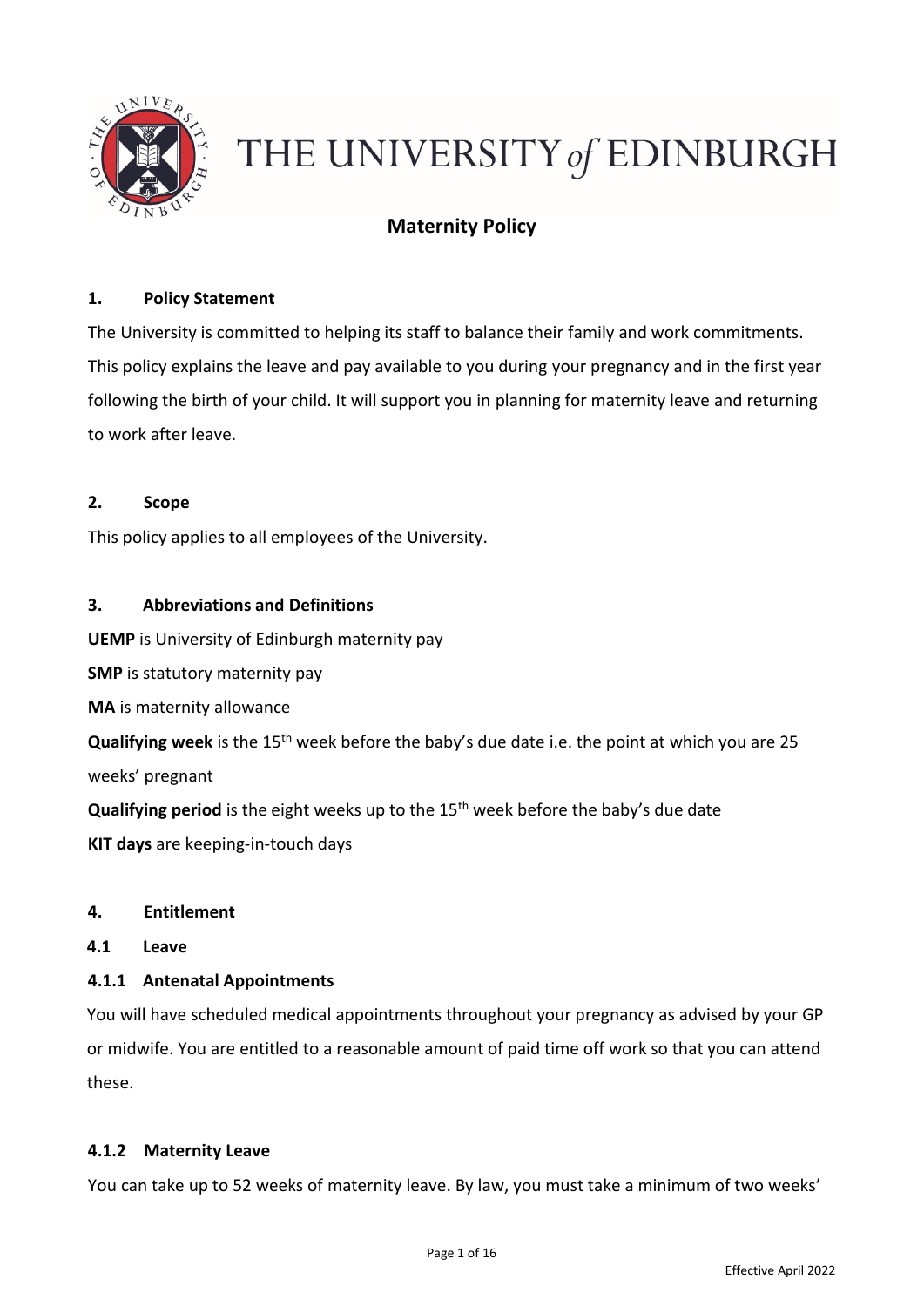# THE UNIVERSITY of EDINBURGH

## Maternity Policy

### 1. Policy Statement

The University is committed to helping its staff to balance their family and work commitments. This policy explains the leave and pay available to you during your pregnancy and in the first year following the birth of your child. It will support you in planning for maternity leave and returning to work after leave.

### 2. Scope

This policy applies to all employees of the University.

### 3. Abbreviations and Definitions

**UEMP** is University of Edinburgh maternity pay

**SMP** is statutory maternity pay

**MA** is maternity allowance

**Qualifying week** is the 15th week before the baby's due date i.e. the point at which you are 25 weeks' pregnant

**Qualifying period** is the eight weeks up to the 15th week before the baby's due date

**KIT days** are keeping-in-touch days

### 4. Entitlement

#### 4.1 Leave

##### 4.1.1 Antenatal Appointments

You will have scheduled medical appointments throughout your pregnancy as advised by your GP or midwife. You are entitled to a reasonable amount of paid time off work so that you can attend these.

##### 4.1.2 Maternity Leave

You can take up to 52 weeks of maternity leave. By law, you must take a minimum of two weeks'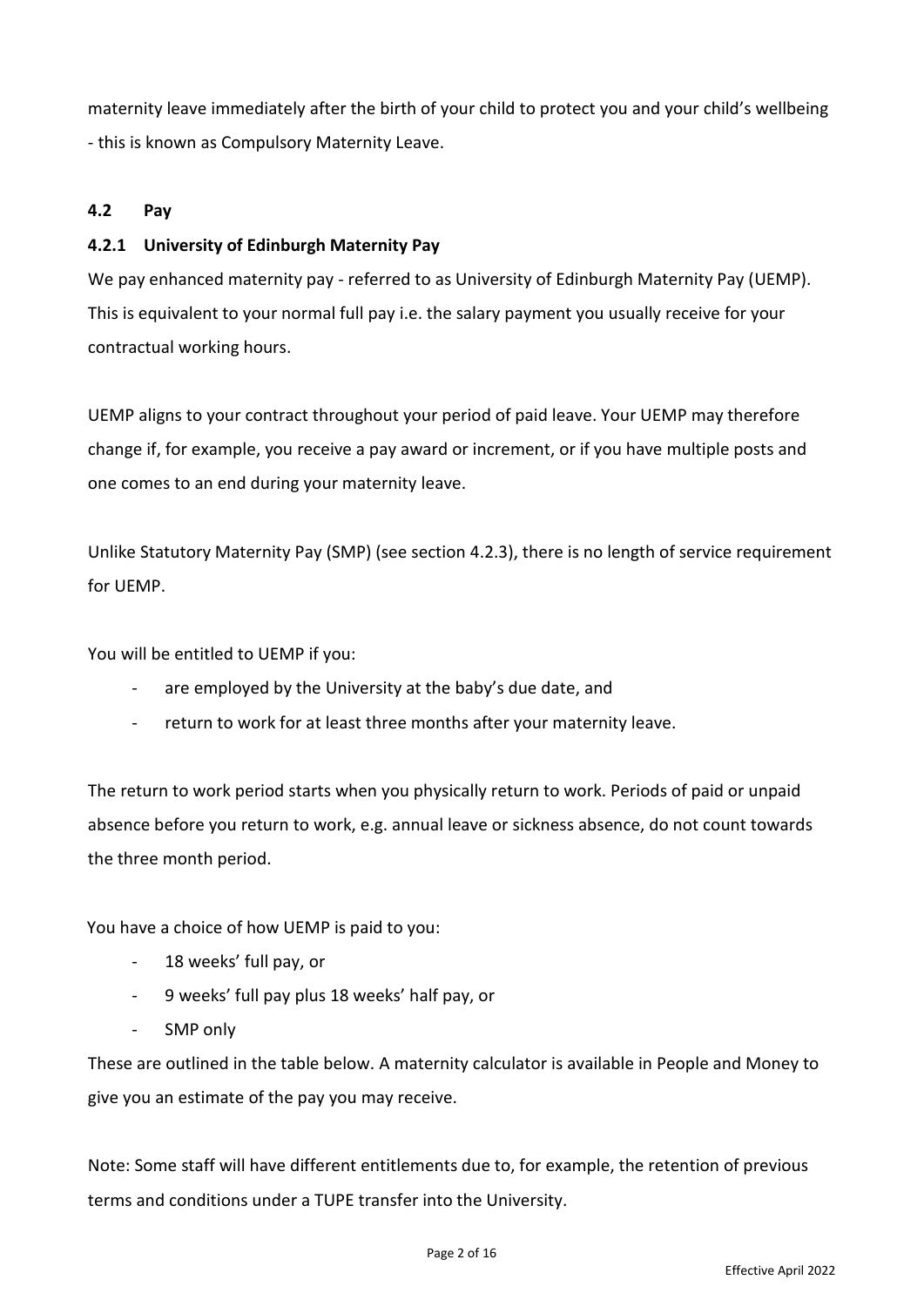maternity leave immediately after the birth of your child to protect you and your child's wellbeing - this is known as Compulsory Maternity Leave.

### 4.2 Pay

#### 4.2.1 University of Edinburgh Maternity Pay

We pay enhanced maternity pay - referred to as University of Edinburgh Maternity Pay (UEMP). This is equivalent to your normal full pay i.e. the salary payment you usually receive for your contractual working hours.

UEMP aligns to your contract throughout your period of paid leave. Your UEMP may therefore change if, for example, you receive a pay award or increment, or if you have multiple posts and one comes to an end during your maternity leave.

Unlike Statutory Maternity Pay (SMP) (see section 4.2.3), there is no length of service requirement for UEMP.

You will be entitled to UEMP if you:

- are employed by the University at the baby's due date, and
- return to work for at least three months after your maternity leave.

The return to work period starts when you physically return to work. Periods of paid or unpaid absence before you return to work, e.g. annual leave or sickness absence, do not count towards the three month period.

You have a choice of how UEMP is paid to you:

- 18 weeks' full pay, or
- 9 weeks' full pay plus 18 weeks' half pay, or
- SMP only

These are outlined in the table below. A maternity calculator is available in People and Money to give you an estimate of the pay you may receive.

Note: Some staff will have different entitlements due to, for example, the retention of previous terms and conditions under a TUPE transfer into the University.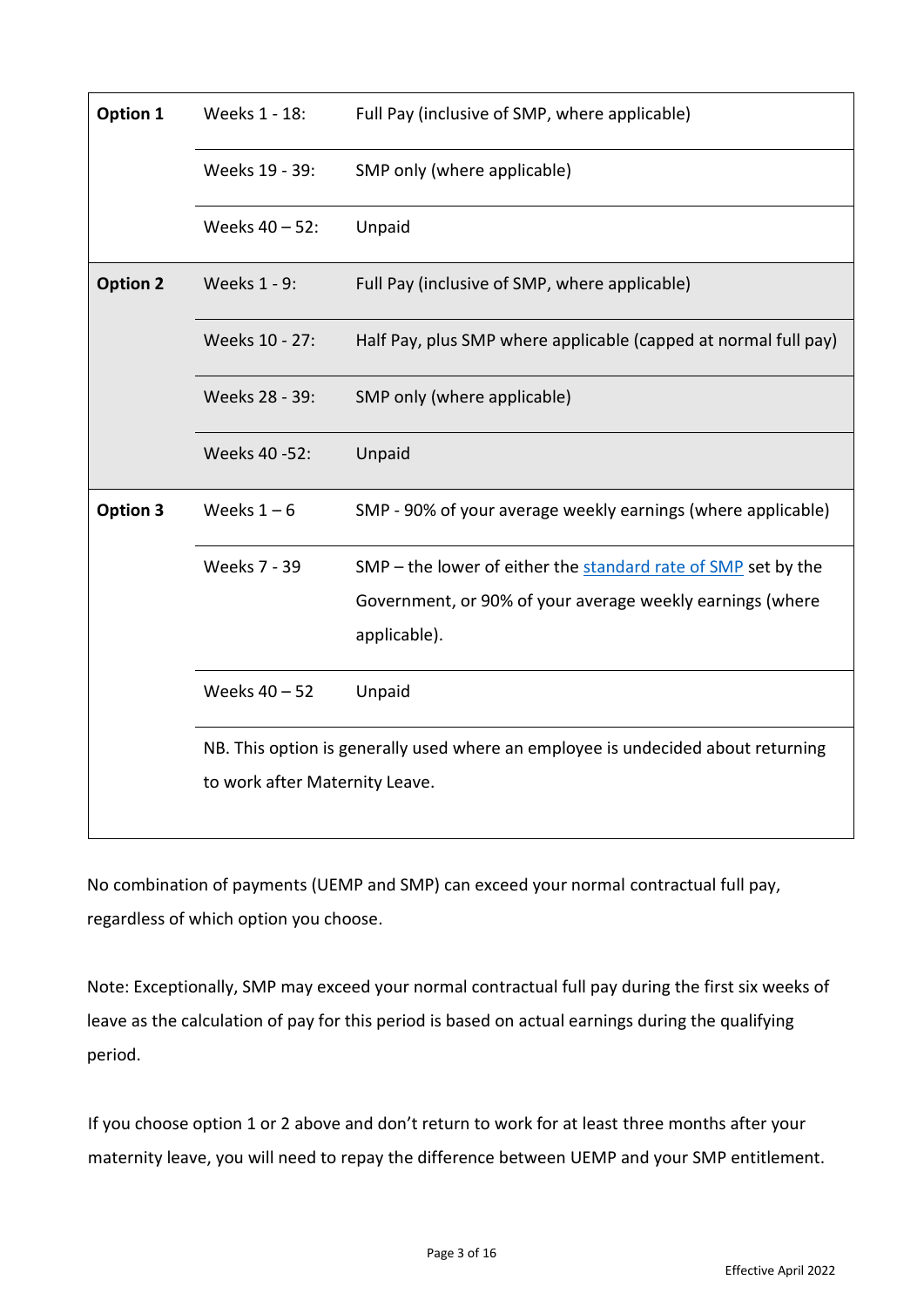| | | |
|---|---|---|
| **Option 1** | Weeks 1 - 18: | Full Pay (inclusive of SMP, where applicable) |
| | Weeks 19 - 39: | SMP only (where applicable) |
| | Weeks 40 – 52: | Unpaid |
| **Option 2** | Weeks 1 - 9: | Full Pay (inclusive of SMP, where applicable) |
| | Weeks 10 - 27: | Half Pay, plus SMP where applicable (capped at normal full pay) |
| | Weeks 28 - 39: | SMP only (where applicable) |
| | Weeks 40 -52: | Unpaid |
| **Option 3** | Weeks 1 – 6 | SMP - 90% of your average weekly earnings (where applicable) |
| | Weeks 7 - 39 | SMP – the lower of either the [standard rate of SMP]() set by the Government, or 90% of your average weekly earnings (where applicable). |
| | Weeks 40 – 52 | Unpaid |
| | NB. This option is generally used where an employee is undecided about returning to work after Maternity Leave. | |

No combination of payments (UEMP and SMP) can exceed your normal contractual full pay, regardless of which option you choose.

Note: Exceptionally, SMP may exceed your normal contractual full pay during the first six weeks of leave as the calculation of pay for this period is based on actual earnings during the qualifying period.

If you choose option 1 or 2 above and don't return to work for at least three months after your maternity leave, you will need to repay the difference between UEMP and your SMP entitlement.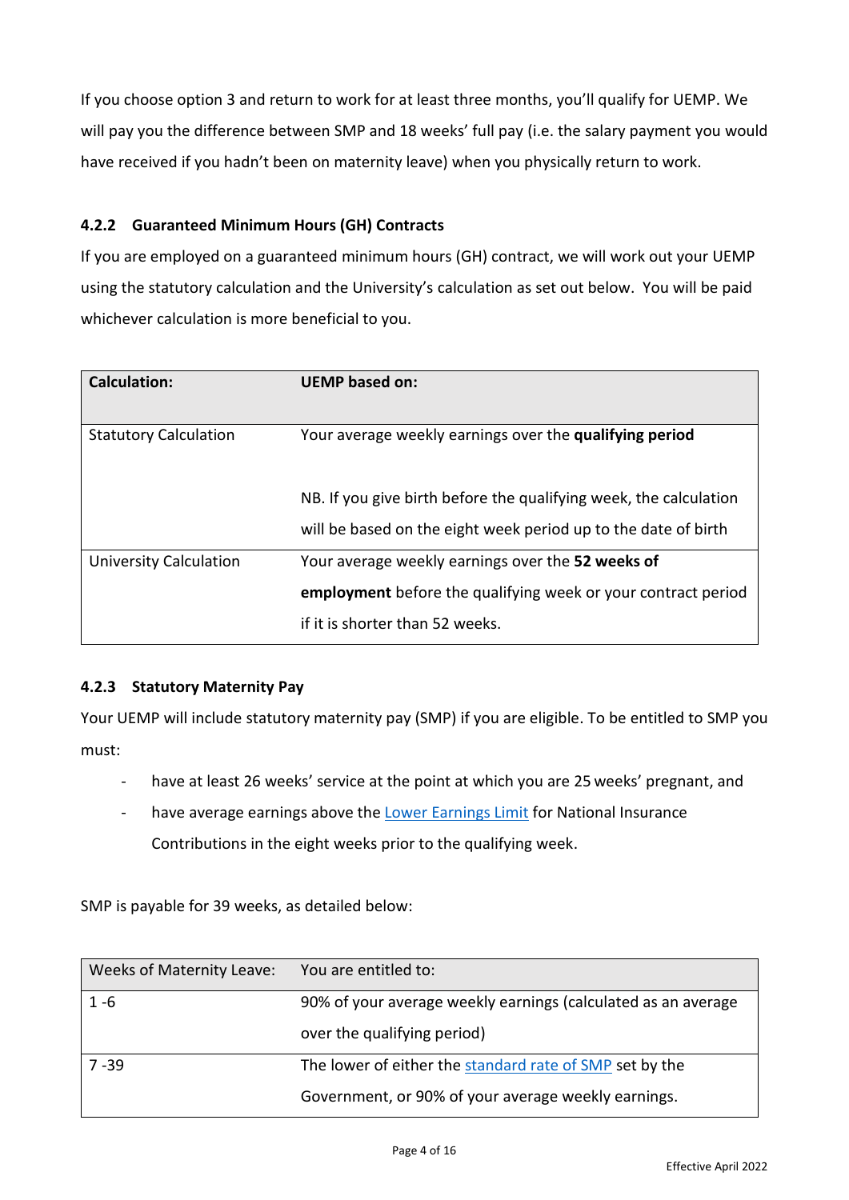If you choose option 3 and return to work for at least three months, you'll qualify for UEMP. We will pay you the difference between SMP and 18 weeks' full pay (i.e. the salary payment you would have received if you hadn't been on maternity leave) when you physically return to work.

#### 4.2.2 Guaranteed Minimum Hours (GH) Contracts

If you are employed on a guaranteed minimum hours (GH) contract, we will work out your UEMP using the statutory calculation and the University's calculation as set out below. You will be paid whichever calculation is more beneficial to you.

| **Calculation:** | **UEMP based on:** |
| --- | --- |
| Statutory Calculation | Your average weekly earnings over the **qualifying period**<br><br>NB. If you give birth before the qualifying week, the calculation will be based on the eight week period up to the date of birth |
| University Calculation | Your average weekly earnings over the **52 weeks of employment** before the qualifying week or your contract period if it is shorter than 52 weeks. |

#### 4.2.3 Statutory Maternity Pay

Your UEMP will include statutory maternity pay (SMP) if you are eligible. To be entitled to SMP you must:

- have at least 26 weeks' service at the point at which you are 25 weeks' pregnant, and
- have average earnings above the Lower Earnings Limit for National Insurance Contributions in the eight weeks prior to the qualifying week.

SMP is payable for 39 weeks, as detailed below:

| Weeks of Maternity Leave: | You are entitled to: |
| --- | --- |
| 1 -6 | 90% of your average weekly earnings (calculated as an average over the qualifying period) |
| 7 -39 | The lower of either the standard rate of SMP set by the Government, or 90% of your average weekly earnings. |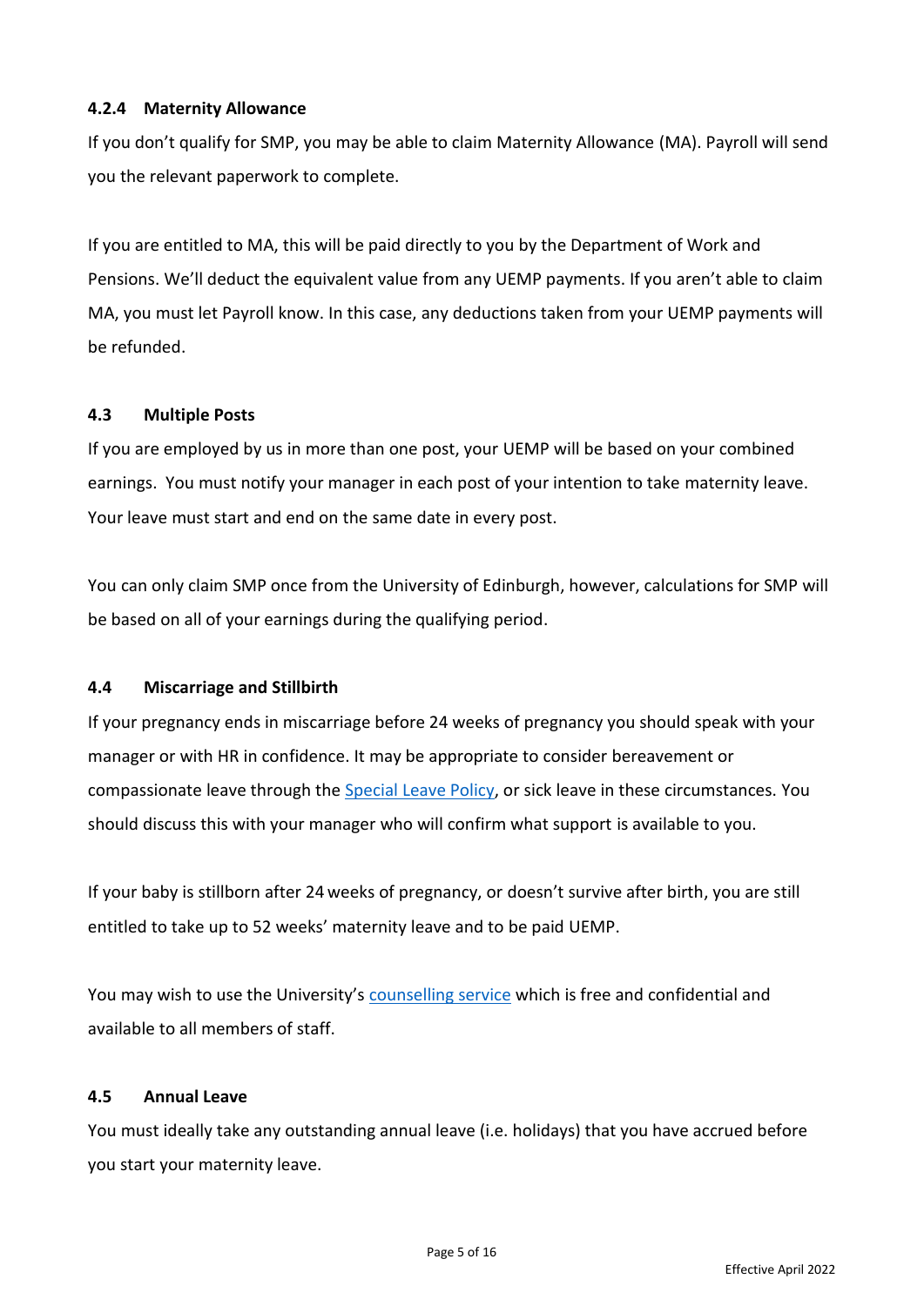#### 4.2.4 Maternity Allowance

If you don't qualify for SMP, you may be able to claim Maternity Allowance (MA). Payroll will send you the relevant paperwork to complete.

If you are entitled to MA, this will be paid directly to you by the Department of Work and Pensions. We'll deduct the equivalent value from any UEMP payments. If you aren't able to claim MA, you must let Payroll know. In this case, any deductions taken from your UEMP payments will be refunded.

### 4.3 Multiple Posts

If you are employed by us in more than one post, your UEMP will be based on your combined earnings. You must notify your manager in each post of your intention to take maternity leave. Your leave must start and end on the same date in every post.

You can only claim SMP once from the University of Edinburgh, however, calculations for SMP will be based on all of your earnings during the qualifying period.

### 4.4 Miscarriage and Stillbirth

If your pregnancy ends in miscarriage before 24 weeks of pregnancy you should speak with your manager or with HR in confidence. It may be appropriate to consider bereavement or compassionate leave through the Special Leave Policy, or sick leave in these circumstances. You should discuss this with your manager who will confirm what support is available to you.

If your baby is stillborn after 24 weeks of pregnancy, or doesn't survive after birth, you are still entitled to take up to 52 weeks' maternity leave and to be paid UEMP.

You may wish to use the University's counselling service which is free and confidential and available to all members of staff.

### 4.5 Annual Leave

You must ideally take any outstanding annual leave (i.e. holidays) that you have accrued before you start your maternity leave.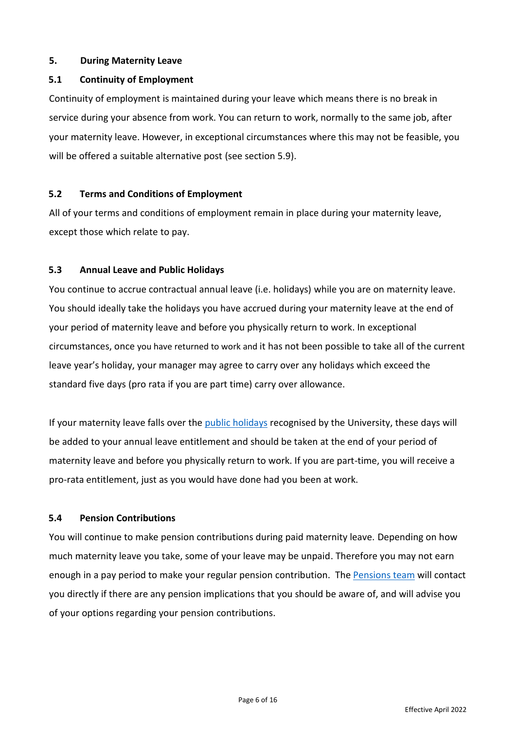## 5. During Maternity Leave

### 5.1 Continuity of Employment

Continuity of employment is maintained during your leave which means there is no break in service during your absence from work. You can return to work, normally to the same job, after your maternity leave. However, in exceptional circumstances where this may not be feasible, you will be offered a suitable alternative post (see section 5.9).

### 5.2 Terms and Conditions of Employment

All of your terms and conditions of employment remain in place during your maternity leave, except those which relate to pay.

### 5.3 Annual Leave and Public Holidays

You continue to accrue contractual annual leave (i.e. holidays) while you are on maternity leave. You should ideally take the holidays you have accrued during your maternity leave at the end of your period of maternity leave and before you physically return to work. In exceptional circumstances, once you have returned to work and it has not been possible to take all of the current leave year's holiday, your manager may agree to carry over any holidays which exceed the standard five days (pro rata if you are part time) carry over allowance.

If your maternity leave falls over the public holidays recognised by the University, these days will be added to your annual leave entitlement and should be taken at the end of your period of maternity leave and before you physically return to work. If you are part-time, you will receive a pro-rata entitlement, just as you would have done had you been at work.

### 5.4 Pension Contributions

You will continue to make pension contributions during paid maternity leave. Depending on how much maternity leave you take, some of your leave may be unpaid. Therefore you may not earn enough in a pay period to make your regular pension contribution. The Pensions team will contact you directly if there are any pension implications that you should be aware of, and will advise you of your options regarding your pension contributions.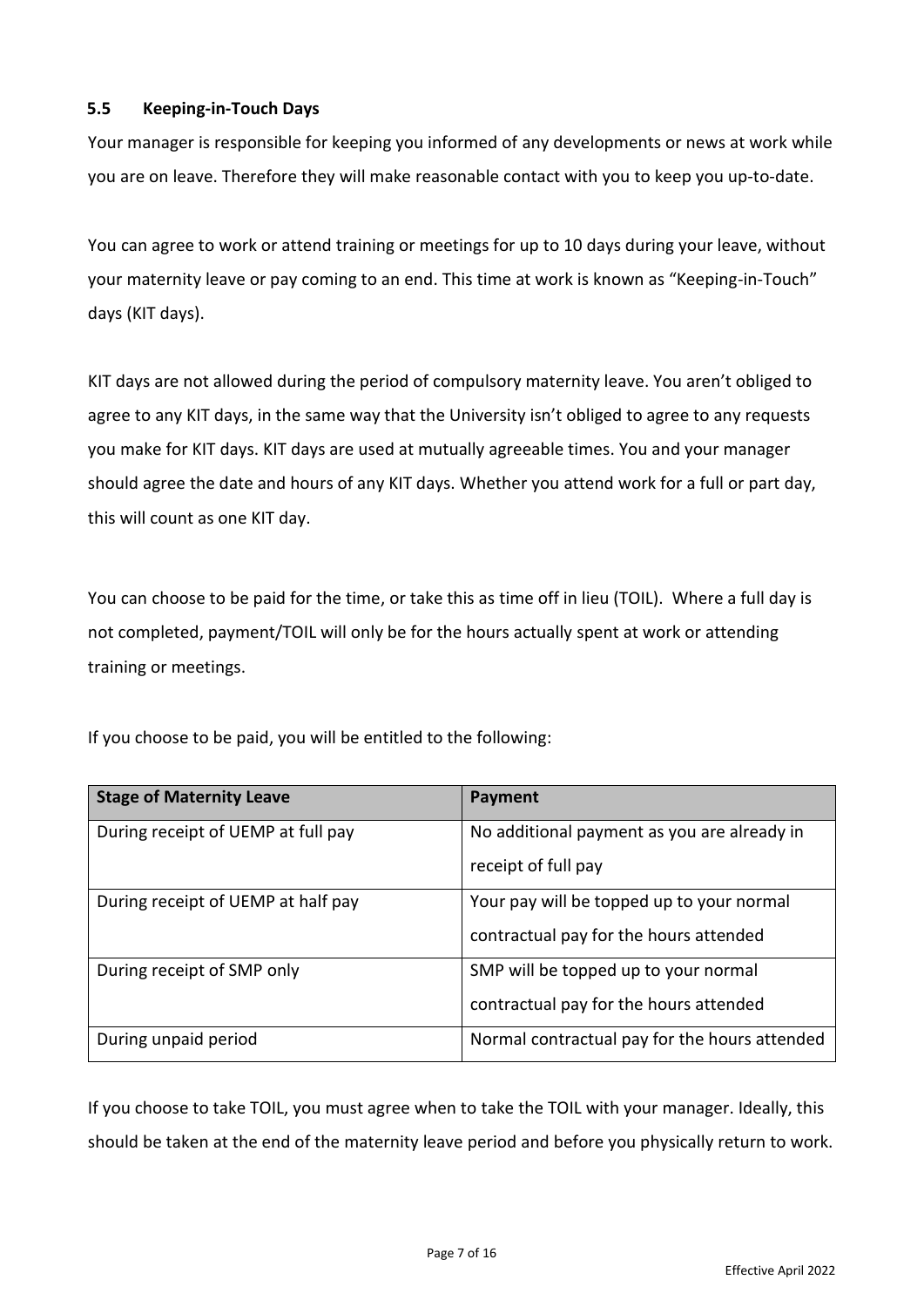### 5.5 Keeping-in-Touch Days

Your manager is responsible for keeping you informed of any developments or news at work while you are on leave. Therefore they will make reasonable contact with you to keep you up-to-date.

You can agree to work or attend training or meetings for up to 10 days during your leave, without your maternity leave or pay coming to an end. This time at work is known as "Keeping-in-Touch" days (KIT days).

KIT days are not allowed during the period of compulsory maternity leave. You aren't obliged to agree to any KIT days, in the same way that the University isn't obliged to agree to any requests you make for KIT days. KIT days are used at mutually agreeable times. You and your manager should agree the date and hours of any KIT days. Whether you attend work for a full or part day, this will count as one KIT day.

You can choose to be paid for the time, or take this as time off in lieu (TOIL). Where a full day is not completed, payment/TOIL will only be for the hours actually spent at work or attending training or meetings.

If you choose to be paid, you will be entitled to the following:

| Stage of Maternity Leave | Payment |
|---|---|
| During receipt of UEMP at full pay | No additional payment as you are already in receipt of full pay |
| During receipt of UEMP at half pay | Your pay will be topped up to your normal contractual pay for the hours attended |
| During receipt of SMP only | SMP will be topped up to your normal contractual pay for the hours attended |
| During unpaid period | Normal contractual pay for the hours attended |

If you choose to take TOIL, you must agree when to take the TOIL with your manager. Ideally, this should be taken at the end of the maternity leave period and before you physically return to work.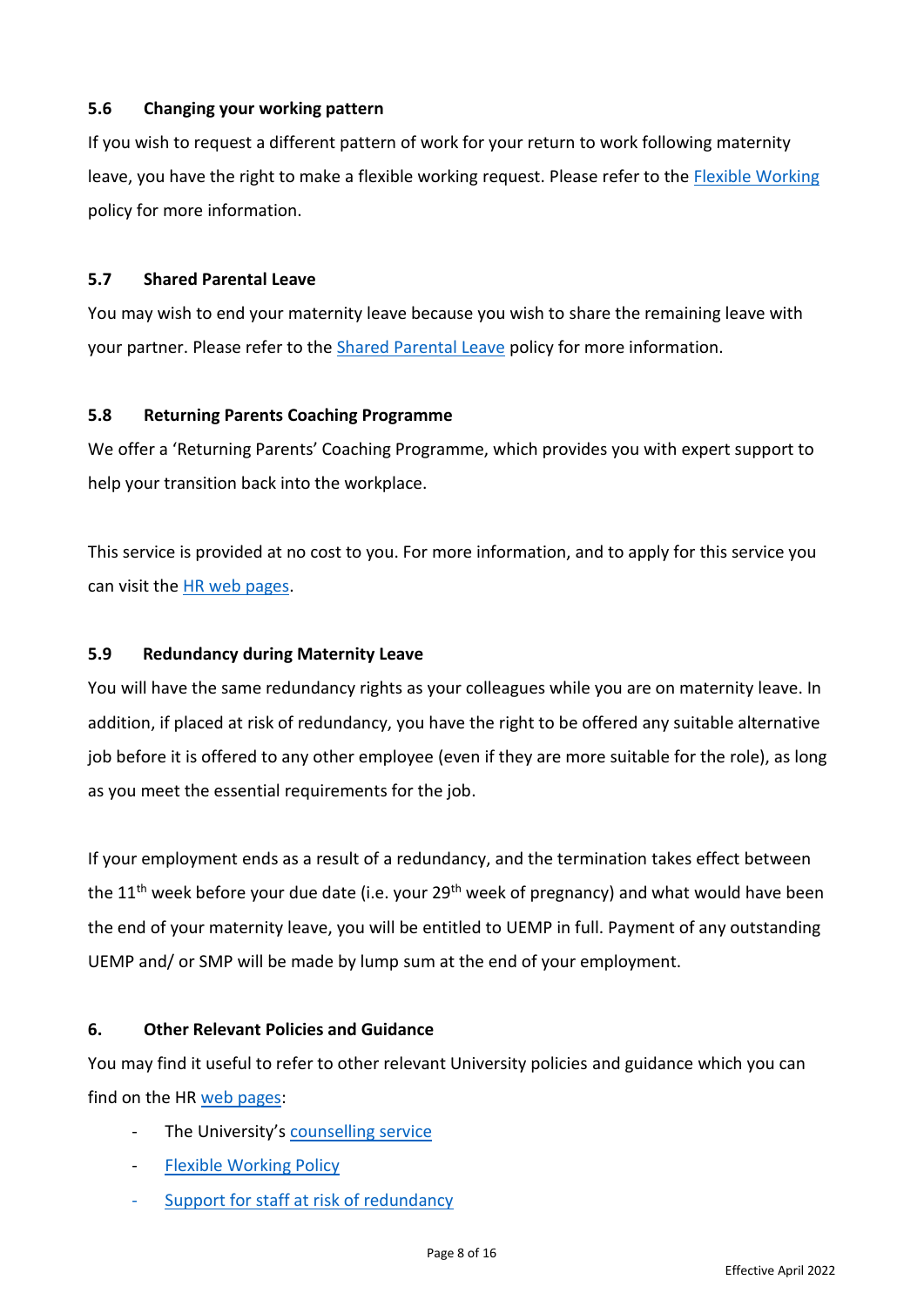### 5.6 Changing your working pattern

If you wish to request a different pattern of work for your return to work following maternity leave, you have the right to make a flexible working request. Please refer to the Flexible Working policy for more information.

### 5.7 Shared Parental Leave

You may wish to end your maternity leave because you wish to share the remaining leave with your partner. Please refer to the Shared Parental Leave policy for more information.

### 5.8 Returning Parents Coaching Programme

We offer a 'Returning Parents' Coaching Programme, which provides you with expert support to help your transition back into the workplace.

This service is provided at no cost to you. For more information, and to apply for this service you can visit the HR web pages.

### 5.9 Redundancy during Maternity Leave

You will have the same redundancy rights as your colleagues while you are on maternity leave. In addition, if placed at risk of redundancy, you have the right to be offered any suitable alternative job before it is offered to any other employee (even if they are more suitable for the role), as long as you meet the essential requirements for the job.

If your employment ends as a result of a redundancy, and the termination takes effect between the 11th week before your due date (i.e. your 29th week of pregnancy) and what would have been the end of your maternity leave, you will be entitled to UEMP in full. Payment of any outstanding UEMP and/ or SMP will be made by lump sum at the end of your employment.

## 6. Other Relevant Policies and Guidance

You may find it useful to refer to other relevant University policies and guidance which you can find on the HR web pages:

- The University's counselling service
- Flexible Working Policy
- Support for staff at risk of redundancy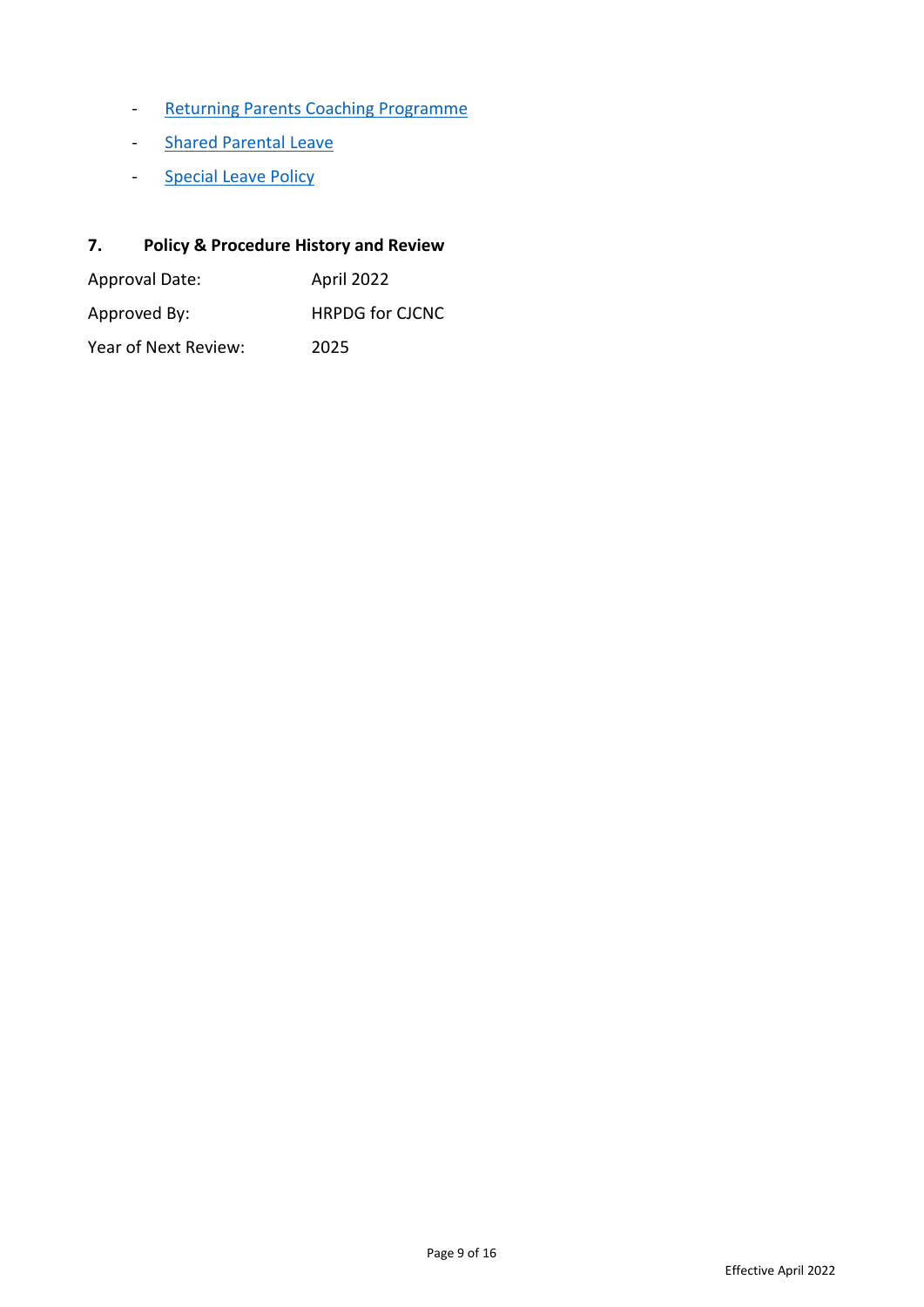- Returning Parents Coaching Programme
- Shared Parental Leave
- Special Leave Policy

## 7. Policy & Procedure History and Review

| | |
|---|---|
| Approval Date: | April 2022 |
| Approved By: | HRPDG for CJCNC |
| Year of Next Review: | 2025 |

Effective April 2022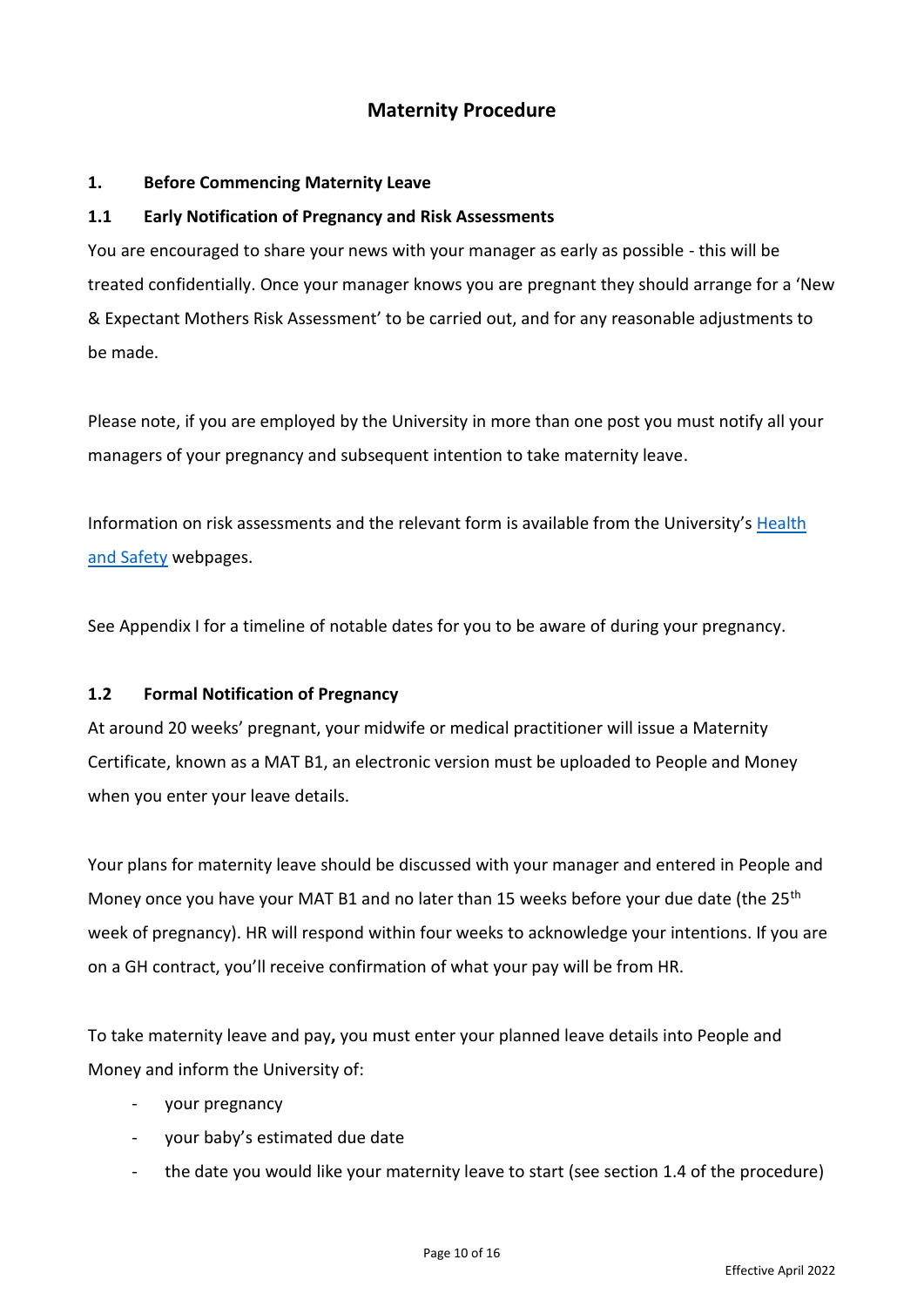# Maternity Procedure

## 1. Before Commencing Maternity Leave

### 1.1 Early Notification of Pregnancy and Risk Assessments

You are encouraged to share your news with your manager as early as possible - this will be treated confidentially. Once your manager knows you are pregnant they should arrange for a 'New & Expectant Mothers Risk Assessment' to be carried out, and for any reasonable adjustments to be made.

Please note, if you are employed by the University in more than one post you must notify all your managers of your pregnancy and subsequent intention to take maternity leave.

Information on risk assessments and the relevant form is available from the University's Health and Safety webpages.

See Appendix I for a timeline of notable dates for you to be aware of during your pregnancy.

### 1.2 Formal Notification of Pregnancy

At around 20 weeks' pregnant, your midwife or medical practitioner will issue a Maternity Certificate, known as a MAT B1, an electronic version must be uploaded to People and Money when you enter your leave details.

Your plans for maternity leave should be discussed with your manager and entered in People and Money once you have your MAT B1 and no later than 15 weeks before your due date (the 25th week of pregnancy). HR will respond within four weeks to acknowledge your intentions. If you are on a GH contract, you'll receive confirmation of what your pay will be from HR.

To take maternity leave and pay**,** you must enter your planned leave details into People and Money and inform the University of:

- your pregnancy
- your baby's estimated due date
- the date you would like your maternity leave to start (see section 1.4 of the procedure)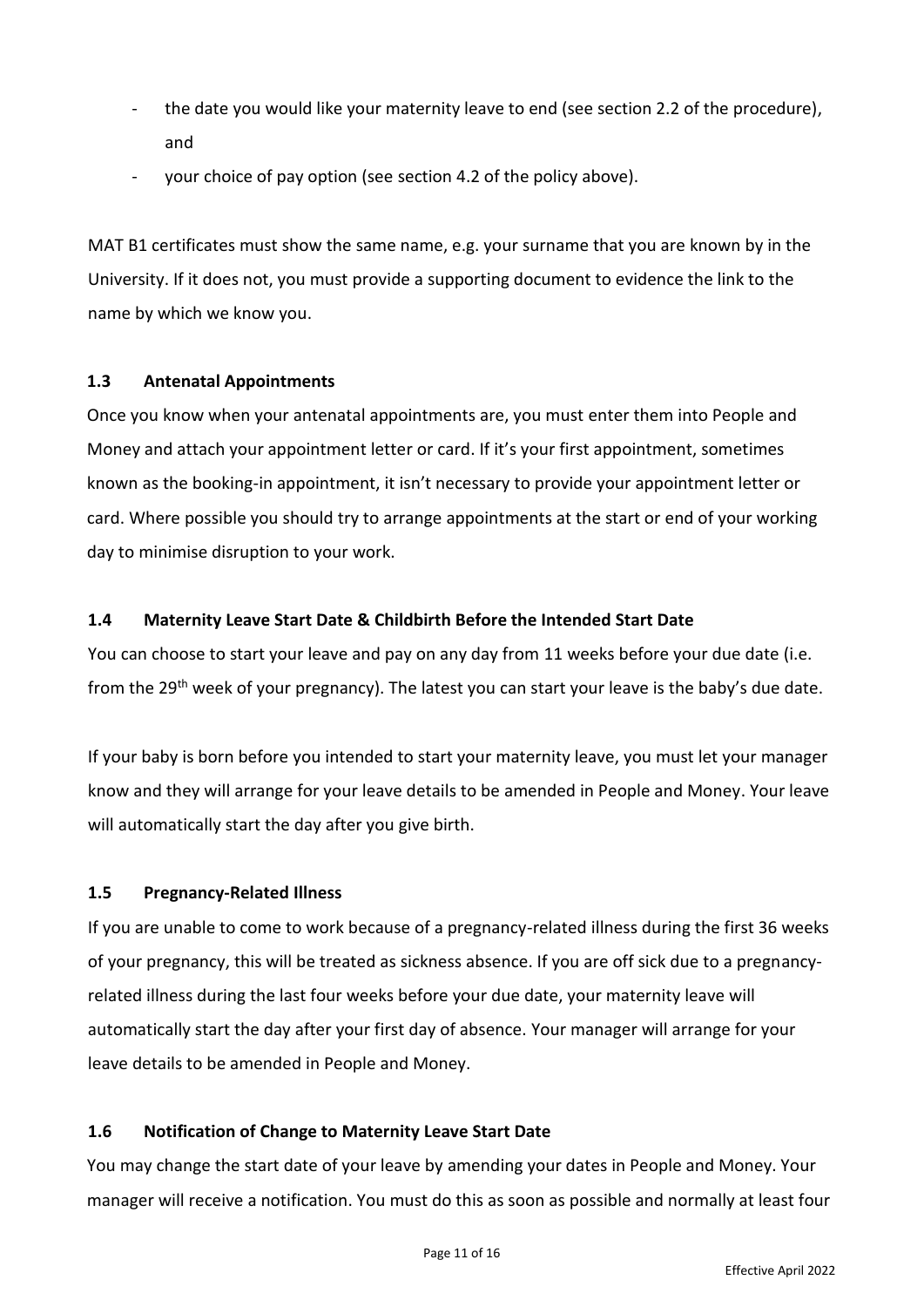- the date you would like your maternity leave to end (see section 2.2 of the procedure), and
- your choice of pay option (see section 4.2 of the policy above).

MAT B1 certificates must show the same name, e.g. your surname that you are known by in the University. If it does not, you must provide a supporting document to evidence the link to the name by which we know you.

### 1.3 Antenatal Appointments

Once you know when your antenatal appointments are, you must enter them into People and Money and attach your appointment letter or card. If it's your first appointment, sometimes known as the booking-in appointment, it isn't necessary to provide your appointment letter or card. Where possible you should try to arrange appointments at the start or end of your working day to minimise disruption to your work.

### 1.4 Maternity Leave Start Date & Childbirth Before the Intended Start Date

You can choose to start your leave and pay on any day from 11 weeks before your due date (i.e. from the 29th week of your pregnancy). The latest you can start your leave is the baby's due date.

If your baby is born before you intended to start your maternity leave, you must let your manager know and they will arrange for your leave details to be amended in People and Money. Your leave will automatically start the day after you give birth.

### 1.5 Pregnancy-Related Illness

If you are unable to come to work because of a pregnancy-related illness during the first 36 weeks of your pregnancy, this will be treated as sickness absence. If you are off sick due to a pregnancy-related illness during the last four weeks before your due date, your maternity leave will automatically start the day after your first day of absence. Your manager will arrange for your leave details to be amended in People and Money.

### 1.6 Notification of Change to Maternity Leave Start Date

You may change the start date of your leave by amending your dates in People and Money. Your manager will receive a notification. You must do this as soon as possible and normally at least four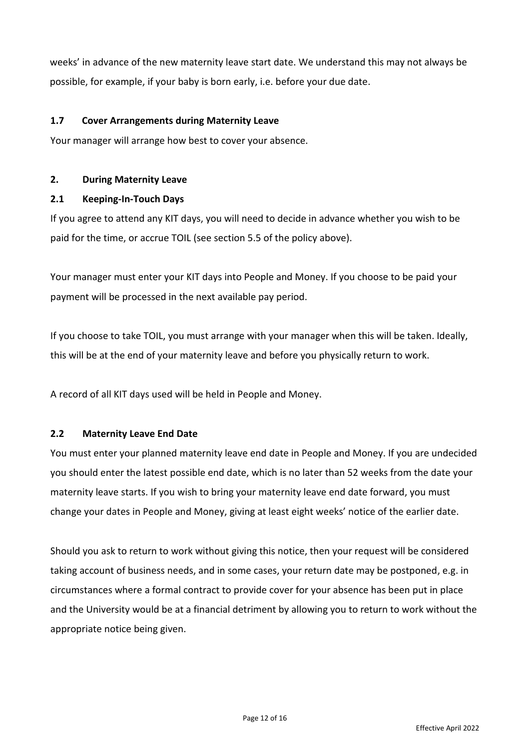weeks' in advance of the new maternity leave start date. We understand this may not always be possible, for example, if your baby is born early, i.e. before your due date.

### 1.7 Cover Arrangements during Maternity Leave

Your manager will arrange how best to cover your absence.

## 2. During Maternity Leave

### 2.1 Keeping-In-Touch Days

If you agree to attend any KIT days, you will need to decide in advance whether you wish to be paid for the time, or accrue TOIL (see section 5.5 of the policy above).

Your manager must enter your KIT days into People and Money. If you choose to be paid your payment will be processed in the next available pay period.

If you choose to take TOIL, you must arrange with your manager when this will be taken. Ideally, this will be at the end of your maternity leave and before you physically return to work.

A record of all KIT days used will be held in People and Money.

### 2.2 Maternity Leave End Date

You must enter your planned maternity leave end date in People and Money. If you are undecided you should enter the latest possible end date, which is no later than 52 weeks from the date your maternity leave starts. If you wish to bring your maternity leave end date forward, you must change your dates in People and Money, giving at least eight weeks' notice of the earlier date.

Should you ask to return to work without giving this notice, then your request will be considered taking account of business needs, and in some cases, your return date may be postponed, e.g. in circumstances where a formal contract to provide cover for your absence has been put in place and the University would be at a financial detriment by allowing you to return to work without the appropriate notice being given.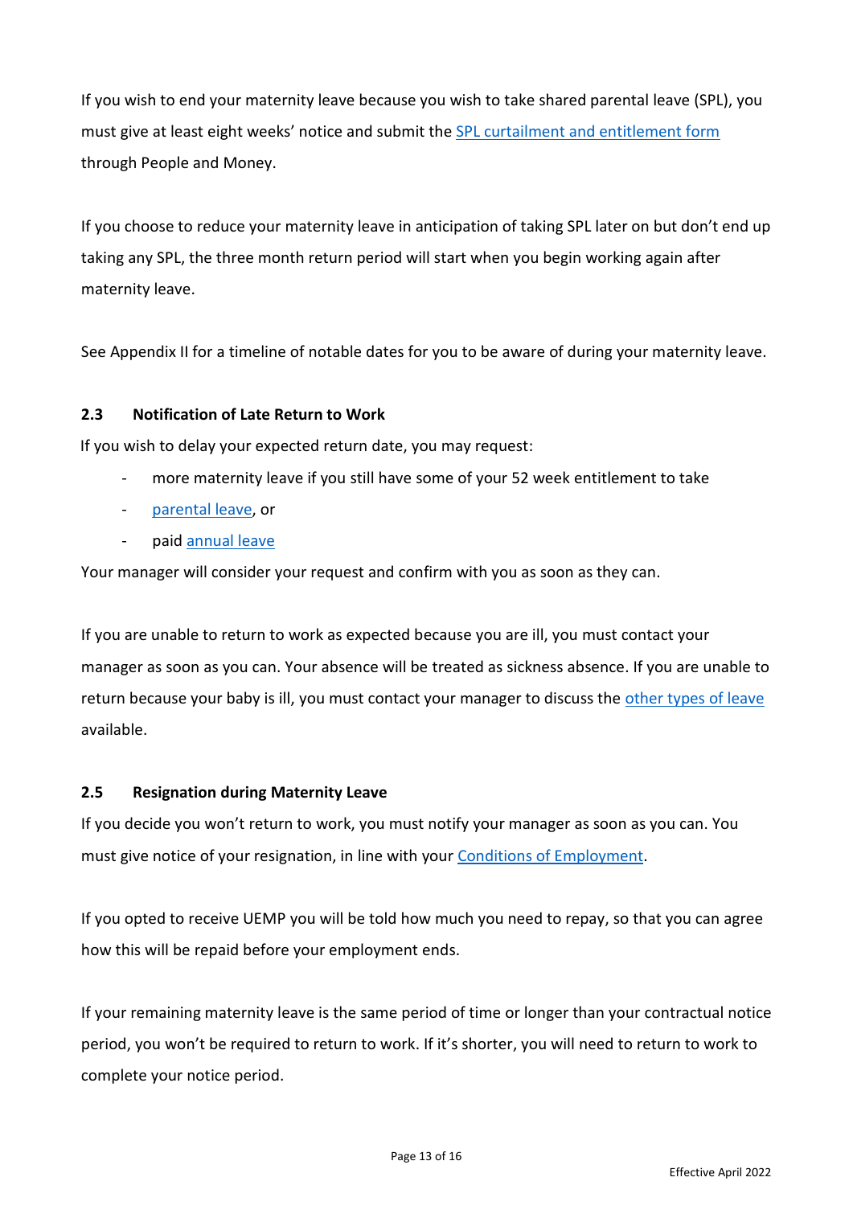If you wish to end your maternity leave because you wish to take shared parental leave (SPL), you must give at least eight weeks' notice and submit the [SPL curtailment and entitlement form] through People and Money.

If you choose to reduce your maternity leave in anticipation of taking SPL later on but don't end up taking any SPL, the three month return period will start when you begin working again after maternity leave.

See Appendix II for a timeline of notable dates for you to be aware of during your maternity leave.

### 2.3 Notification of Late Return to Work

If you wish to delay your expected return date, you may request:

- more maternity leave if you still have some of your 52 week entitlement to take
- parental leave, or
- paid annual leave

Your manager will consider your request and confirm with you as soon as they can.

If you are unable to return to work as expected because you are ill, you must contact your manager as soon as you can. Your absence will be treated as sickness absence. If you are unable to return because your baby is ill, you must contact your manager to discuss the other types of leave available.

### 2.5 Resignation during Maternity Leave

If you decide you won't return to work, you must notify your manager as soon as you can. You must give notice of your resignation, in line with your Conditions of Employment.

If you opted to receive UEMP you will be told how much you need to repay, so that you can agree how this will be repaid before your employment ends.

If your remaining maternity leave is the same period of time or longer than your contractual notice period, you won't be required to return to work. If it's shorter, you will need to return to work to complete your notice period.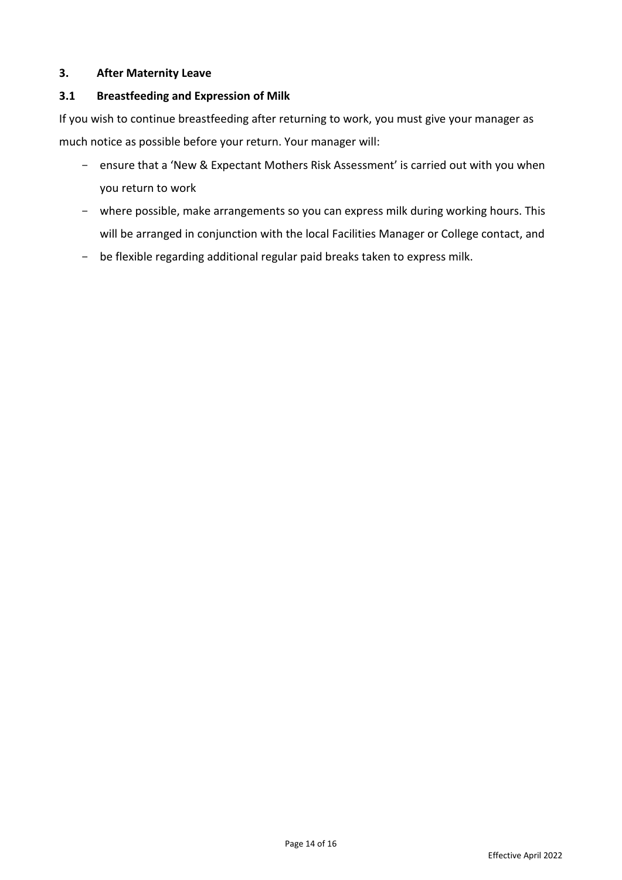## 3. After Maternity Leave

### 3.1 Breastfeeding and Expression of Milk

If you wish to continue breastfeeding after returning to work, you must give your manager as much notice as possible before your return. Your manager will:

- ensure that a 'New & Expectant Mothers Risk Assessment' is carried out with you when you return to work
- where possible, make arrangements so you can express milk during working hours. This will be arranged in conjunction with the local Facilities Manager or College contact, and
- be flexible regarding additional regular paid breaks taken to express milk.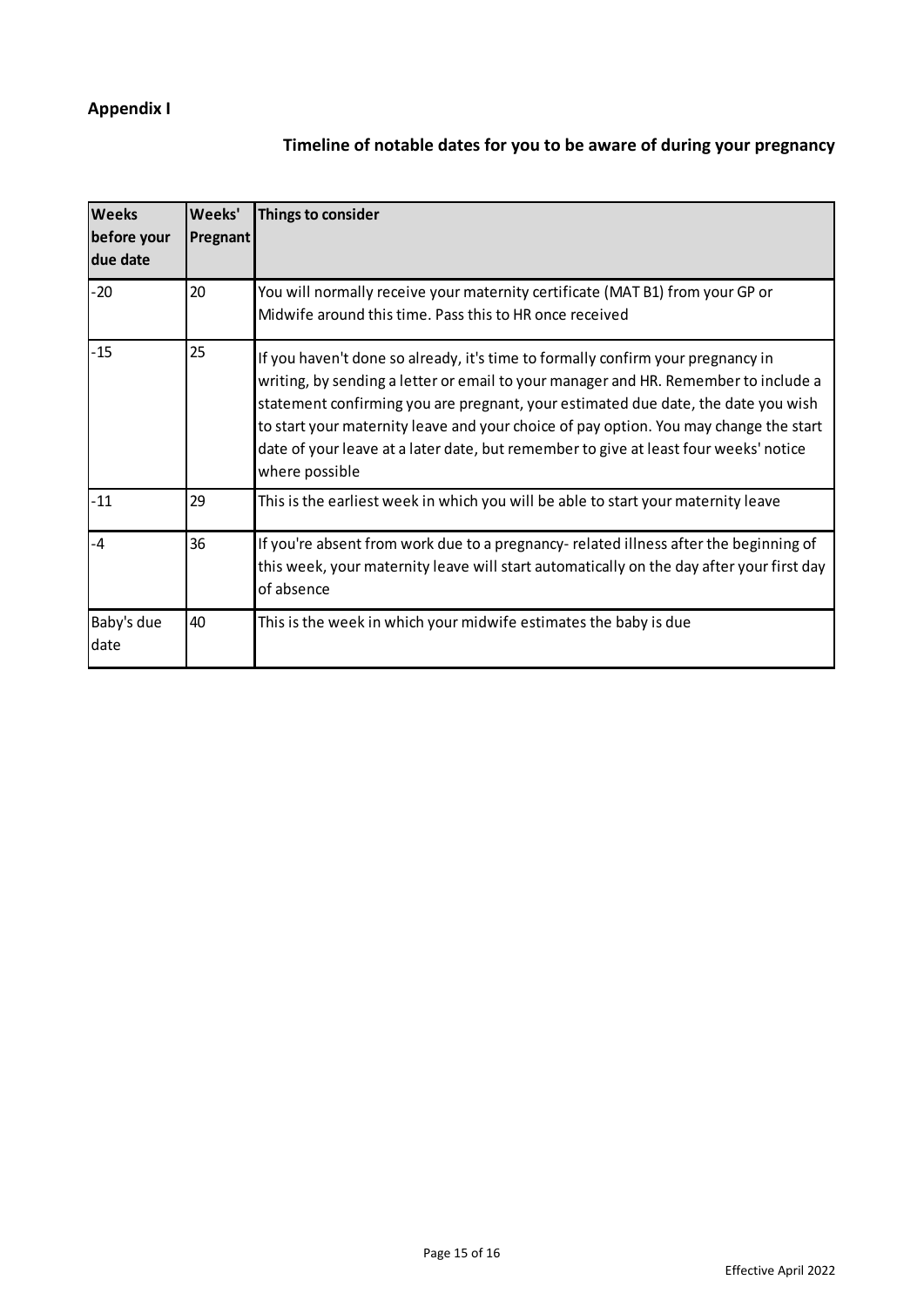## Appendix I

### Timeline of notable dates for you to be aware of during your pregnancy

| Weeks before your due date | Weeks' Pregnant | Things to consider |
|---|---|---|
| -20 | 20 | You will normally receive your maternity certificate (MAT B1) from your GP or Midwife around this time. Pass this to HR once received |
| -15 | 25 | If you haven't done so already, it's time to formally confirm your pregnancy in writing, by sending a letter or email to your manager and HR. Remember to include a statement confirming you are pregnant, your estimated due date, the date you wish to start your maternity leave and your choice of pay option. You may change the start date of your leave at a later date, but remember to give at least four weeks' notice where possible |
| -11 | 29 | This is the earliest week in which you will be able to start your maternity leave |
| -4 | 36 | If you're absent from work due to a pregnancy- related illness after the beginning of this week, your maternity leave will start automatically on the day after your first day of absence |
| Baby's due date | 40 | This is the week in which your midwife estimates the baby is due |

Effective April 2022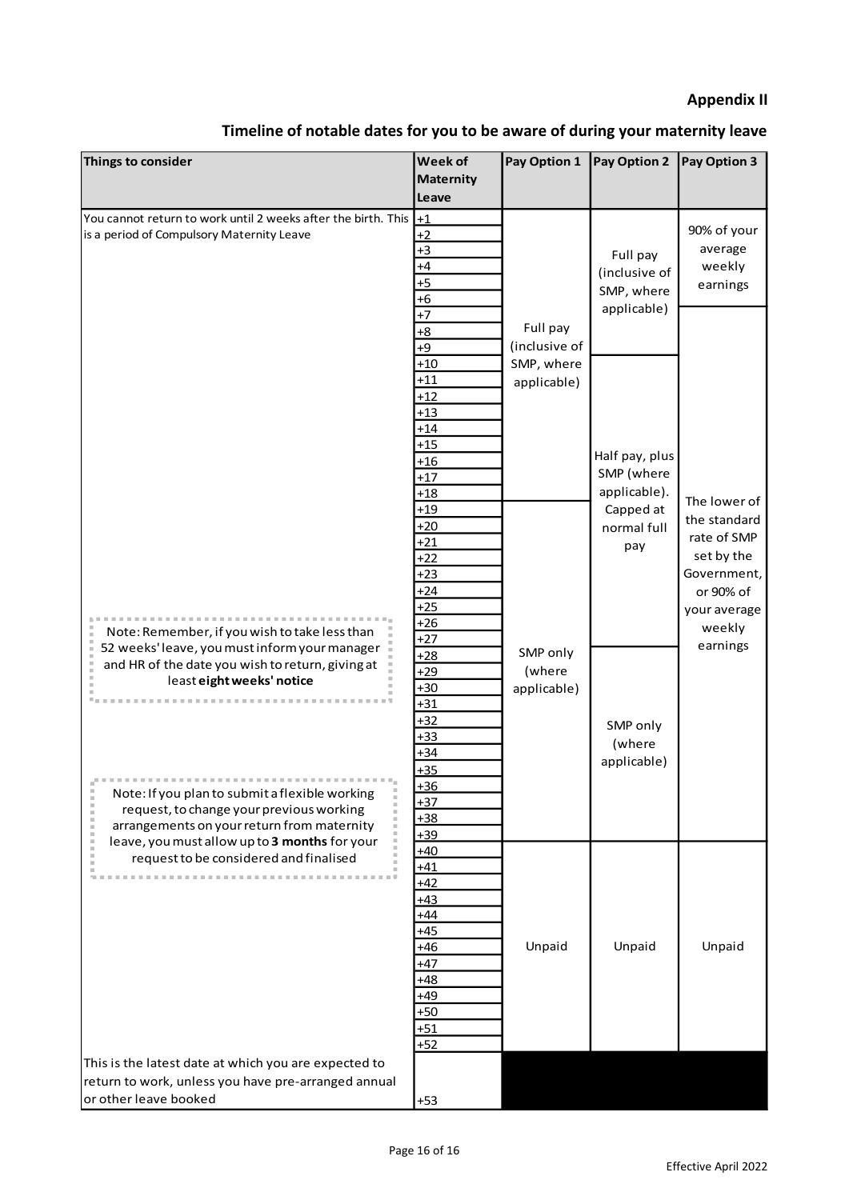**Appendix II**

## Timeline of notable dates for you to be aware of during your maternity leave

| Things to consider | Week of Maternity Leave | Pay Option 1 | Pay Option 2 | Pay Option 3 |
|---|---|---|---|---|
| You cannot return to work until 2 weeks after the birth. This is a period of Compulsory Maternity Leave | +1 | Full pay (inclusive of SMP, where applicable) | Full pay (inclusive of SMP, where applicable) | 90% of your average weekly earnings |
| | +2 | | | |
| | +3 | | | |
| | +4 | | | |
| | +5 | | | |
| | +6 | | | |
| | +7 | | | The lower of the standard rate of SMP set by the Government, or 90% of your average weekly earnings |
| | +8 | | | |
| | +9 | | | |
| | +10 | | Half pay, plus SMP (where applicable). Capped at normal full pay | |
| | +11 | | | |
| | +12 | | | |
| | +13 | | | |
| | +14 | | | |
| | +15 | | | |
| | +16 | | | |
| | +17 | | | |
| | +18 | | | |
| | +19 | SMP only (where applicable) | | |
| | +20 | | | |
| | +21 | | | |
| | +22 | | | |
| | +23 | | | |
| | +24 | | | |
| | +25 | | | |
| Note: Remember, if you wish to take less than 52 weeks' leave, you must inform your manager and HR of the date you wish to return, giving at least **eight weeks' notice** | +26 | | | |
| | +27 | | | |
| | +28 | | SMP only (where applicable) | |
| | +29 | | | |
| | +30 | | | |
| | +31 | | | |
| | +32 | | | |
| | +33 | | | |
| | +34 | | | |
| | +35 | | | |
| Note: If you plan to submit a flexible working request, to change your previous working arrangements on your return from maternity leave, you must allow up to **3 months** for your request to be considered and finalised | +36 | | | |
| | +37 | | | |
| | +38 | | | |
| | +39 | | | |
| | +40 | Unpaid | Unpaid | Unpaid |
| | +41 | | | |
| | +42 | | | |
| | +43 | | | |
| | +44 | | | |
| | +45 | | | |
| | +46 | | | |
| | +47 | | | |
| | +48 | | | |
| | +49 | | | |
| | +50 | | | |
| | +51 | | | |
| | +52 | | | |
| This is the latest date at which you are expected to return to work, unless you have pre-arranged annual or other leave booked | +53 | | | |

Effective April 2022